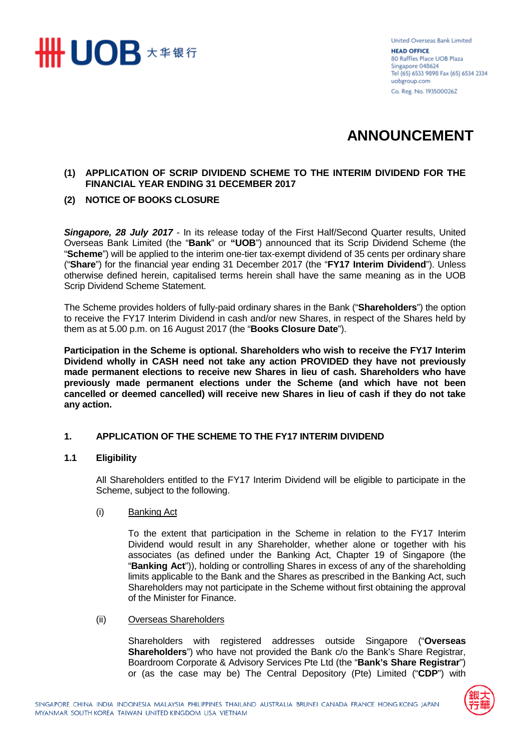United Overseas Bank Limited
**HEAD OFFICE**
80 Raffles Place UOB Plaza
Singapore 048624
Tel (65) 6533 9898 Fax (65) 6534 2334
uobgroup.com
Co. Reg. No. 193500026Z

# ANNOUNCEMENT

**(1) APPLICATION OF SCRIP DIVIDEND SCHEME TO THE INTERIM DIVIDEND FOR THE FINANCIAL YEAR ENDING 31 DECEMBER 2017**

**(2) NOTICE OF BOOKS CLOSURE**

***Singapore, 28 July 2017*** - In its release today of the First Half/Second Quarter results, United Overseas Bank Limited (the "**Bank**" or **"UOB**") announced that its Scrip Dividend Scheme (the "**Scheme**") will be applied to the interim one-tier tax-exempt dividend of 35 cents per ordinary share ("**Share**") for the financial year ending 31 December 2017 (the "**FY17 Interim Dividend**"). Unless otherwise defined herein, capitalised terms herein shall have the same meaning as in the UOB Scrip Dividend Scheme Statement.

The Scheme provides holders of fully-paid ordinary shares in the Bank ("**Shareholders**") the option to receive the FY17 Interim Dividend in cash and/or new Shares, in respect of the Shares held by them as at 5.00 p.m. on 16 August 2017 (the "**Books Closure Date**").

**Participation in the Scheme is optional. Shareholders who wish to receive the FY17 Interim Dividend wholly in CASH need not take any action PROVIDED they have not previously made permanent elections to receive new Shares in lieu of cash. Shareholders who have previously made permanent elections under the Scheme (and which have not been cancelled or deemed cancelled) will receive new Shares in lieu of cash if they do not take any action.**

## 1. APPLICATION OF THE SCHEME TO THE FY17 INTERIM DIVIDEND

### 1.1 Eligibility

All Shareholders entitled to the FY17 Interim Dividend will be eligible to participate in the Scheme, subject to the following.

(i) Banking Act

To the extent that participation in the Scheme in relation to the FY17 Interim Dividend would result in any Shareholder, whether alone or together with his associates (as defined under the Banking Act, Chapter 19 of Singapore (the "**Banking Act**")), holding or controlling Shares in excess of any of the shareholding limits applicable to the Bank and the Shares as prescribed in the Banking Act, such Shareholders may not participate in the Scheme without first obtaining the approval of the Minister for Finance.

(ii) Overseas Shareholders

Shareholders with registered addresses outside Singapore ("**Overseas Shareholders**") who have not provided the Bank c/o the Bank's Share Registrar, Boardroom Corporate & Advisory Services Pte Ltd (the "**Bank's Share Registrar**") or (as the case may be) The Central Depository (Pte) Limited ("**CDP**") with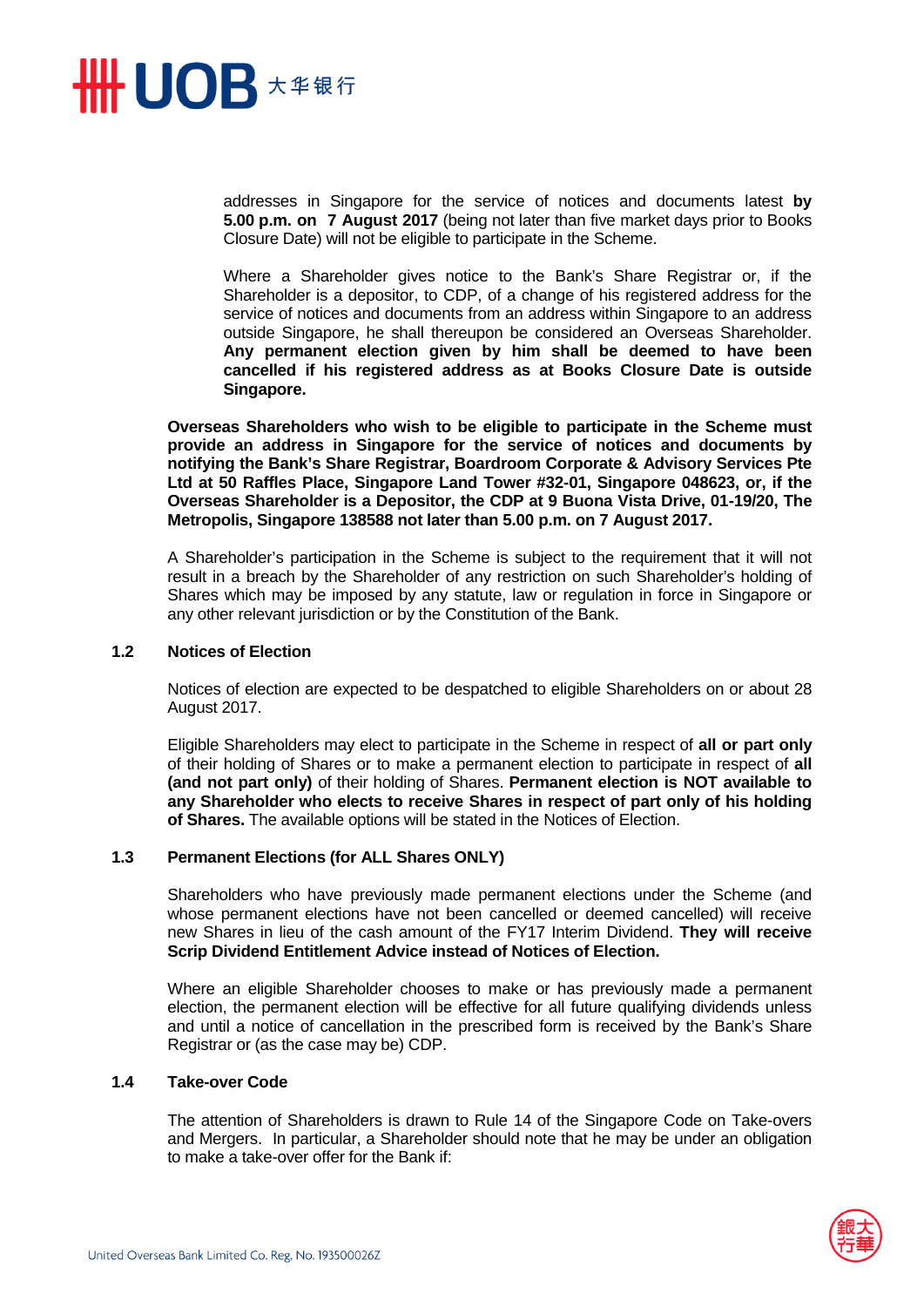addresses in Singapore for the service of notices and documents latest **by 5.00 p.m. on 7 August 2017** (being not later than five market days prior to Books Closure Date) will not be eligible to participate in the Scheme.

Where a Shareholder gives notice to the Bank's Share Registrar or, if the Shareholder is a depositor, to CDP, of a change of his registered address for the service of notices and documents from an address within Singapore to an address outside Singapore, he shall thereupon be considered an Overseas Shareholder. **Any permanent election given by him shall be deemed to have been cancelled if his registered address as at Books Closure Date is outside Singapore.**

**Overseas Shareholders who wish to be eligible to participate in the Scheme must provide an address in Singapore for the service of notices and documents by notifying the Bank's Share Registrar, Boardroom Corporate & Advisory Services Pte Ltd at 50 Raffles Place, Singapore Land Tower #32-01, Singapore 048623, or, if the Overseas Shareholder is a Depositor, the CDP at 9 Buona Vista Drive, 01-19/20, The Metropolis, Singapore 138588 not later than 5.00 p.m. on 7 August 2017.**

A Shareholder's participation in the Scheme is subject to the requirement that it will not result in a breach by the Shareholder of any restriction on such Shareholder's holding of Shares which may be imposed by any statute, law or regulation in force in Singapore or any other relevant jurisdiction or by the Constitution of the Bank.

### 1.2 Notices of Election

Notices of election are expected to be despatched to eligible Shareholders on or about 28 August 2017.

Eligible Shareholders may elect to participate in the Scheme in respect of **all or part only** of their holding of Shares or to make a permanent election to participate in respect of **all (and not part only)** of their holding of Shares. **Permanent election is NOT available to any Shareholder who elects to receive Shares in respect of part only of his holding of Shares.** The available options will be stated in the Notices of Election.

### 1.3 Permanent Elections (for ALL Shares ONLY)

Shareholders who have previously made permanent elections under the Scheme (and whose permanent elections have not been cancelled or deemed cancelled) will receive new Shares in lieu of the cash amount of the FY17 Interim Dividend. **They will receive Scrip Dividend Entitlement Advice instead of Notices of Election.**

Where an eligible Shareholder chooses to make or has previously made a permanent election, the permanent election will be effective for all future qualifying dividends unless and until a notice of cancellation in the prescribed form is received by the Bank's Share Registrar or (as the case may be) CDP.

### 1.4 Take-over Code

The attention of Shareholders is drawn to Rule 14 of the Singapore Code on Take-overs and Mergers. In particular, a Shareholder should note that he may be under an obligation to make a take-over offer for the Bank if: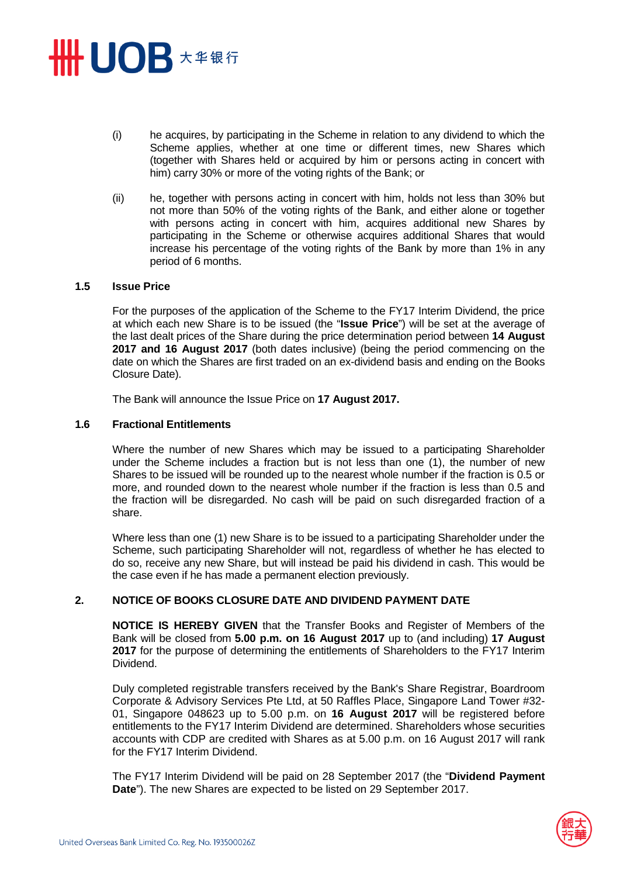(i) he acquires, by participating in the Scheme in relation to any dividend to which the Scheme applies, whether at one time or different times, new Shares which (together with Shares held or acquired by him or persons acting in concert with him) carry 30% or more of the voting rights of the Bank; or

(ii) he, together with persons acting in concert with him, holds not less than 30% but not more than 50% of the voting rights of the Bank, and either alone or together with persons acting in concert with him, acquires additional new Shares by participating in the Scheme or otherwise acquires additional Shares that would increase his percentage of the voting rights of the Bank by more than 1% in any period of 6 months.

### 1.5 Issue Price

For the purposes of the application of the Scheme to the FY17 Interim Dividend, the price at which each new Share is to be issued (the "**Issue Price**") will be set at the average of the last dealt prices of the Share during the price determination period between **14 August 2017 and 16 August 2017** (both dates inclusive) (being the period commencing on the date on which the Shares are first traded on an ex-dividend basis and ending on the Books Closure Date).

The Bank will announce the Issue Price on **17 August 2017.**

### 1.6 Fractional Entitlements

Where the number of new Shares which may be issued to a participating Shareholder under the Scheme includes a fraction but is not less than one (1), the number of new Shares to be issued will be rounded up to the nearest whole number if the fraction is 0.5 or more, and rounded down to the nearest whole number if the fraction is less than 0.5 and the fraction will be disregarded. No cash will be paid on such disregarded fraction of a share.

Where less than one (1) new Share is to be issued to a participating Shareholder under the Scheme, such participating Shareholder will not, regardless of whether he has elected to do so, receive any new Share, but will instead be paid his dividend in cash. This would be the case even if he has made a permanent election previously.

## 2. NOTICE OF BOOKS CLOSURE DATE AND DIVIDEND PAYMENT DATE

**NOTICE IS HEREBY GIVEN** that the Transfer Books and Register of Members of the Bank will be closed from **5.00 p.m. on 16 August 2017** up to (and including) **17 August 2017** for the purpose of determining the entitlements of Shareholders to the FY17 Interim Dividend.

Duly completed registrable transfers received by the Bank's Share Registrar, Boardroom Corporate & Advisory Services Pte Ltd, at 50 Raffles Place, Singapore Land Tower #32-01, Singapore 048623 up to 5.00 p.m. on **16 August 2017** will be registered before entitlements to the FY17 Interim Dividend are determined. Shareholders whose securities accounts with CDP are credited with Shares as at 5.00 p.m. on 16 August 2017 will rank for the FY17 Interim Dividend.

The FY17 Interim Dividend will be paid on 28 September 2017 (the "**Dividend Payment Date**"). The new Shares are expected to be listed on 29 September 2017.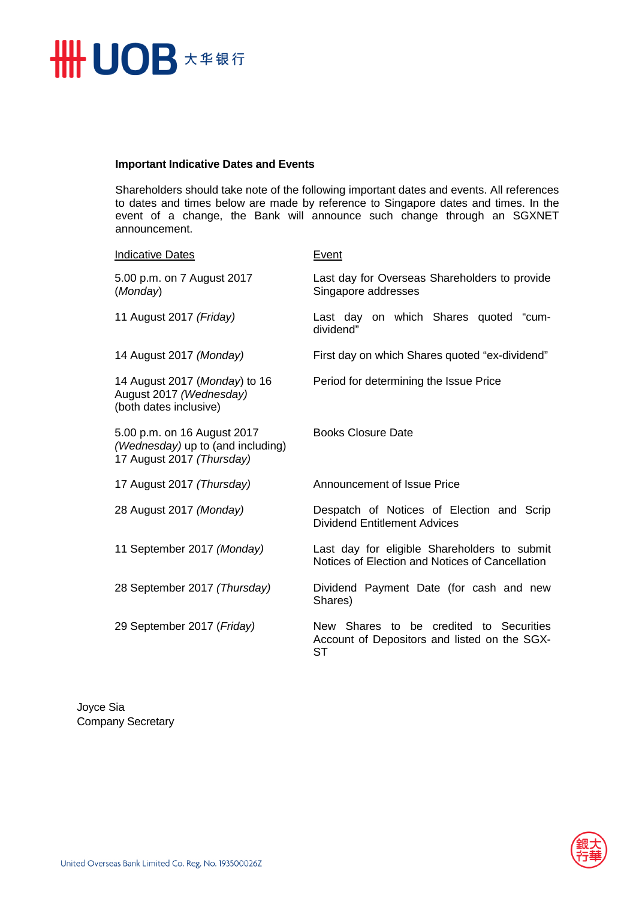**Important Indicative Dates and Events**

Shareholders should take note of the following important dates and events. All references to dates and times below are made by reference to Singapore dates and times. In the event of a change, the Bank will announce such change through an SGXNET announcement.

| Indicative Dates | Event |
|---|---|
| 5.00 p.m. on 7 August 2017 (*Monday*) | Last day for Overseas Shareholders to provide Singapore addresses |
| 11 August 2017 *(Friday)* | Last day on which Shares quoted "cum-dividend" |
| 14 August 2017 *(Monday)* | First day on which Shares quoted "ex-dividend" |
| 14 August 2017 (*Monday*) to 16 August 2017 *(Wednesday)* (both dates inclusive) | Period for determining the Issue Price |
| 5.00 p.m. on 16 August 2017 *(Wednesday)* up to (and including) 17 August 2017 *(Thursday)* | Books Closure Date |
| 17 August 2017 *(Thursday)* | Announcement of Issue Price |
| 28 August 2017 *(Monday)* | Despatch of Notices of Election and Scrip Dividend Entitlement Advices |
| 11 September 2017 *(Monday)* | Last day for eligible Shareholders to submit Notices of Election and Notices of Cancellation |
| 28 September 2017 *(Thursday)* | Dividend Payment Date (for cash and new Shares) |
| 29 September 2017 (*Friday*) | New Shares to be credited to Securities Account of Depositors and listed on the SGX-ST |

Joyce Sia
Company Secretary